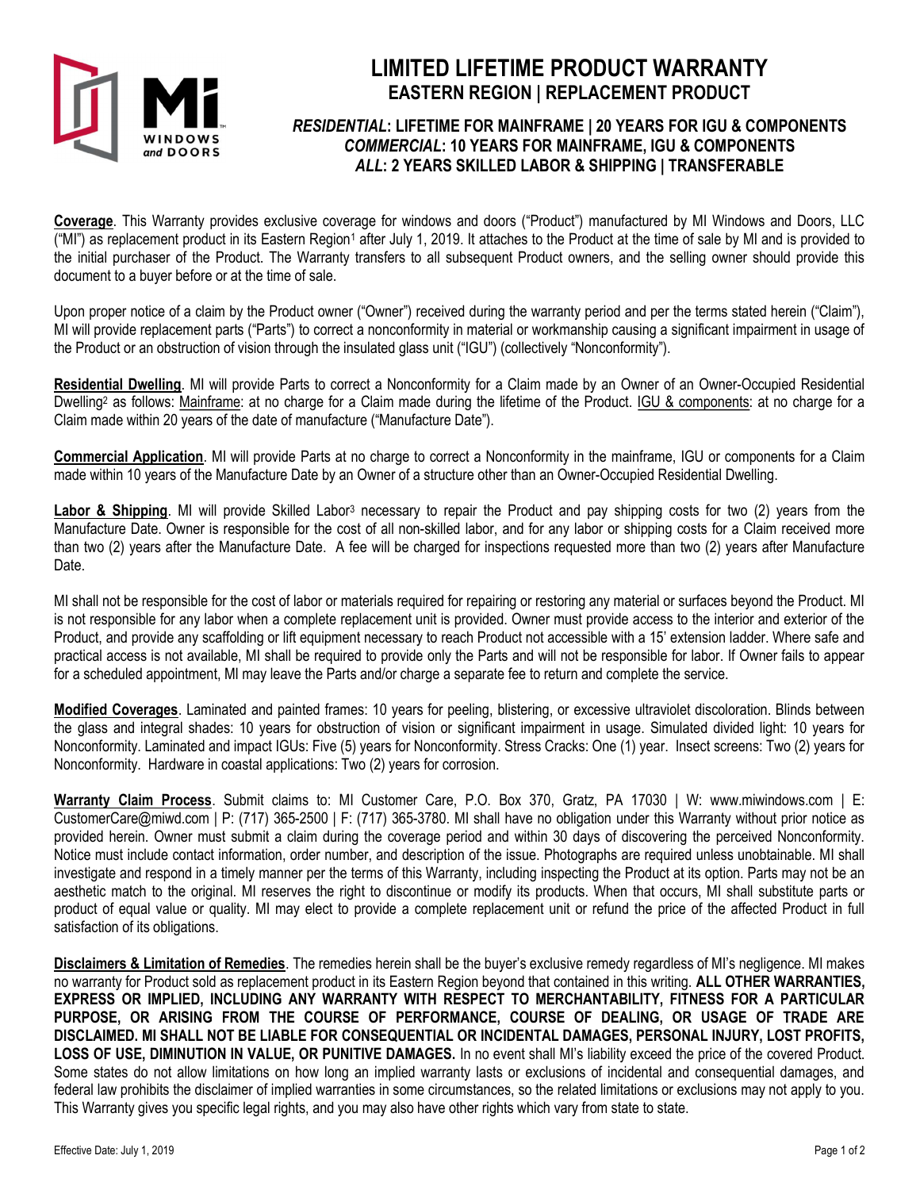# LIMITED LIFETIME PRODUCT WARRANTY

## EASTERN REGION | REPLACEMENT PRODUCT

### *RESIDENTIAL*: LIFETIME FOR MAINFRAME | 20 YEARS FOR IGU & COMPONENTS
### *COMMERCIAL*: 10 YEARS FOR MAINFRAME, IGU & COMPONENTS
### *ALL*: 2 YEARS SKILLED LABOR & SHIPPING | TRANSFERABLE

**Coverage**. This Warranty provides exclusive coverage for windows and doors ("Product") manufactured by MI Windows and Doors, LLC ("MI") as replacement product in its Eastern Region[1] after July 1, 2019. It attaches to the Product at the time of sale by MI and is provided to the initial purchaser of the Product. The Warranty transfers to all subsequent Product owners, and the selling owner should provide this document to a buyer before or at the time of sale.

Upon proper notice of a claim by the Product owner ("Owner") received during the warranty period and per the terms stated herein ("Claim"), MI will provide replacement parts ("Parts") to correct a nonconformity in material or workmanship causing a significant impairment in usage of the Product or an obstruction of vision through the insulated glass unit ("IGU") (collectively "Nonconformity").

**Residential Dwelling**. MI will provide Parts to correct a Nonconformity for a Claim made by an Owner of an Owner-Occupied Residential Dwelling[2] as follows: Mainframe: at no charge for a Claim made during the lifetime of the Product. IGU & components: at no charge for a Claim made within 20 years of the date of manufacture ("Manufacture Date").

**Commercial Application**. MI will provide Parts at no charge to correct a Nonconformity in the mainframe, IGU or components for a Claim made within 10 years of the Manufacture Date by an Owner of a structure other than an Owner-Occupied Residential Dwelling.

**Labor & Shipping**. MI will provide Skilled Labor[3] necessary to repair the Product and pay shipping costs for two (2) years from the Manufacture Date. Owner is responsible for the cost of all non-skilled labor, and for any labor or shipping costs for a Claim received more than two (2) years after the Manufacture Date. A fee will be charged for inspections requested more than two (2) years after Manufacture Date.

MI shall not be responsible for the cost of labor or materials required for repairing or restoring any material or surfaces beyond the Product. MI is not responsible for any labor when a complete replacement unit is provided. Owner must provide access to the interior and exterior of the Product, and provide any scaffolding or lift equipment necessary to reach Product not accessible with a 15' extension ladder. Where safe and practical access is not available, MI shall be required to provide only the Parts and will not be responsible for labor. If Owner fails to appear for a scheduled appointment, MI may leave the Parts and/or charge a separate fee to return and complete the service.

**Modified Coverages**. Laminated and painted frames: 10 years for peeling, blistering, or excessive ultraviolet discoloration. Blinds between the glass and integral shades: 10 years for obstruction of vision or significant impairment in usage. Simulated divided light: 10 years for Nonconformity. Laminated and impact IGUs: Five (5) years for Nonconformity. Stress Cracks: One (1) year. Insect screens: Two (2) years for Nonconformity. Hardware in coastal applications: Two (2) years for corrosion.

**Warranty Claim Process**. Submit claims to: MI Customer Care, P.O. Box 370, Gratz, PA 17030 | W: www.miwindows.com | E: CustomerCare@miwd.com | P: (717) 365-2500 | F: (717) 365-3780. MI shall have no obligation under this Warranty without prior notice as provided herein. Owner must submit a claim during the coverage period and within 30 days of discovering the perceived Nonconformity. Notice must include contact information, order number, and description of the issue. Photographs are required unless unobtainable. MI shall investigate and respond in a timely manner per the terms of this Warranty, including inspecting the Product at its option. Parts may not be an aesthetic match to the original. MI reserves the right to discontinue or modify its products. When that occurs, MI shall substitute parts or product of equal value or quality. MI may elect to provide a complete replacement unit or refund the price of the affected Product in full satisfaction of its obligations.

**Disclaimers & Limitation of Remedies**. The remedies herein shall be the buyer's exclusive remedy regardless of MI's negligence. MI makes no warranty for Product sold as replacement product in its Eastern Region beyond that contained in this writing. **ALL OTHER WARRANTIES, EXPRESS OR IMPLIED, INCLUDING ANY WARRANTY WITH RESPECT TO MERCHANTABILITY, FITNESS FOR A PARTICULAR PURPOSE, OR ARISING FROM THE COURSE OF PERFORMANCE, COURSE OF DEALING, OR USAGE OF TRADE ARE DISCLAIMED. MI SHALL NOT BE LIABLE FOR CONSEQUENTIAL OR INCIDENTAL DAMAGES, PERSONAL INJURY, LOST PROFITS, LOSS OF USE, DIMINUTION IN VALUE, OR PUNITIVE DAMAGES.** In no event shall MI's liability exceed the price of the covered Product. Some states do not allow limitations on how long an implied warranty lasts or exclusions of incidental and consequential damages, and federal law prohibits the disclaimer of implied warranties in some circumstances, so the related limitations or exclusions may not apply to you. This Warranty gives you specific legal rights, and you may also have other rights which vary from state to state.

Effective Date: July 1, 2019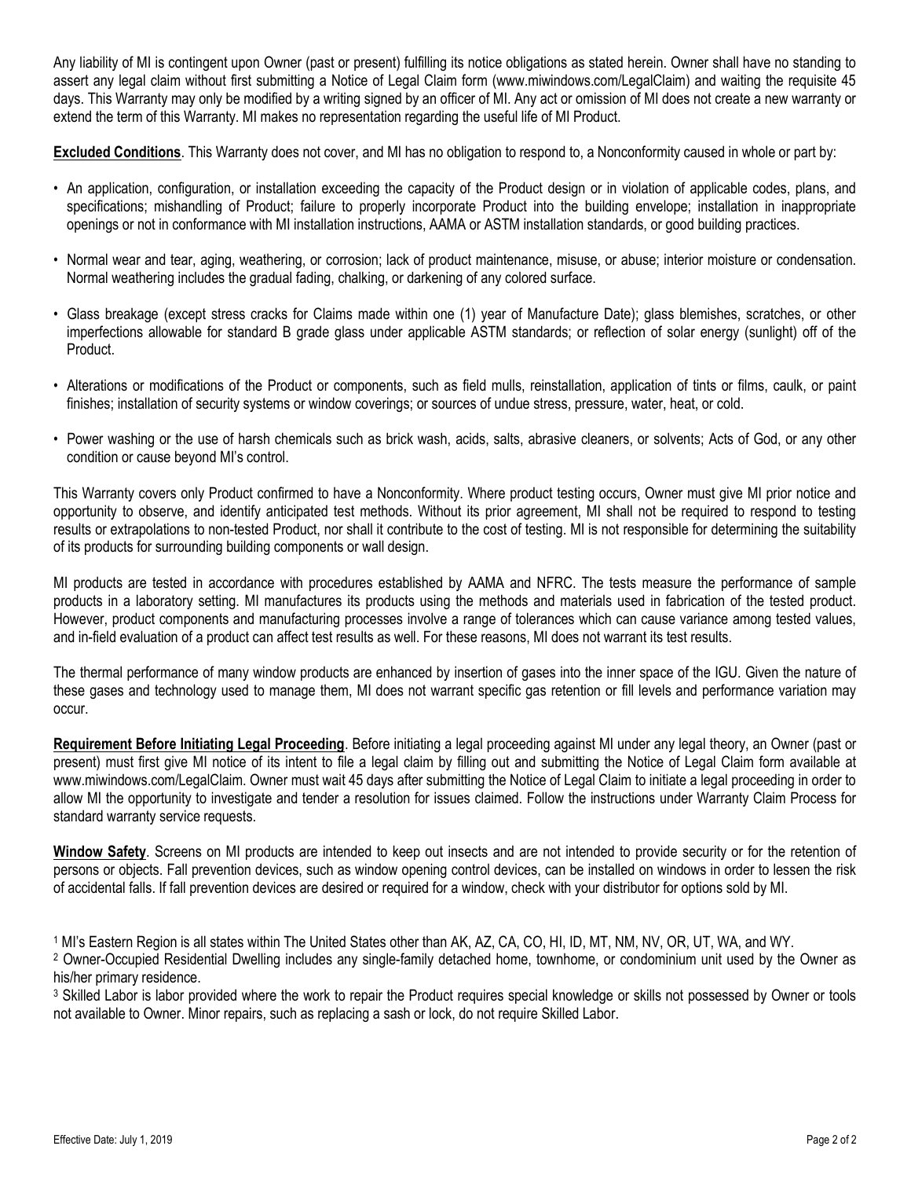Any liability of MI is contingent upon Owner (past or present) fulfilling its notice obligations as stated herein. Owner shall have no standing to assert any legal claim without first submitting a Notice of Legal Claim form (www.miwindows.com/LegalClaim) and waiting the requisite 45 days. This Warranty may only be modified by a writing signed by an officer of MI. Any act or omission of MI does not create a new warranty or extend the term of this Warranty. MI makes no representation regarding the useful life of MI Product.

**Excluded Conditions**. This Warranty does not cover, and MI has no obligation to respond to, a Nonconformity caused in whole or part by:

- An application, configuration, or installation exceeding the capacity of the Product design or in violation of applicable codes, plans, and specifications; mishandling of Product; failure to properly incorporate Product into the building envelope; installation in inappropriate openings or not in conformance with MI installation instructions, AAMA or ASTM installation standards, or good building practices.
- Normal wear and tear, aging, weathering, or corrosion; lack of product maintenance, misuse, or abuse; interior moisture or condensation. Normal weathering includes the gradual fading, chalking, or darkening of any colored surface.
- Glass breakage (except stress cracks for Claims made within one (1) year of Manufacture Date); glass blemishes, scratches, or other imperfections allowable for standard B grade glass under applicable ASTM standards; or reflection of solar energy (sunlight) off of the Product.
- Alterations or modifications of the Product or components, such as field mulls, reinstallation, application of tints or films, caulk, or paint finishes; installation of security systems or window coverings; or sources of undue stress, pressure, water, heat, or cold.
- Power washing or the use of harsh chemicals such as brick wash, acids, salts, abrasive cleaners, or solvents; Acts of God, or any other condition or cause beyond MI's control.

This Warranty covers only Product confirmed to have a Nonconformity. Where product testing occurs, Owner must give MI prior notice and opportunity to observe, and identify anticipated test methods. Without its prior agreement, MI shall not be required to respond to testing results or extrapolations to non-tested Product, nor shall it contribute to the cost of testing. MI is not responsible for determining the suitability of its products for surrounding building components or wall design.

MI products are tested in accordance with procedures established by AAMA and NFRC. The tests measure the performance of sample products in a laboratory setting. MI manufactures its products using the methods and materials used in fabrication of the tested product. However, product components and manufacturing processes involve a range of tolerances which can cause variance among tested values, and in-field evaluation of a product can affect test results as well. For these reasons, MI does not warrant its test results.

The thermal performance of many window products are enhanced by insertion of gases into the inner space of the IGU. Given the nature of these gases and technology used to manage them, MI does not warrant specific gas retention or fill levels and performance variation may occur.

**Requirement Before Initiating Legal Proceeding**. Before initiating a legal proceeding against MI under any legal theory, an Owner (past or present) must first give MI notice of its intent to file a legal claim by filling out and submitting the Notice of Legal Claim form available at www.miwindows.com/LegalClaim. Owner must wait 45 days after submitting the Notice of Legal Claim to initiate a legal proceeding in order to allow MI the opportunity to investigate and tender a resolution for issues claimed. Follow the instructions under Warranty Claim Process for standard warranty service requests.

**Window Safety**. Screens on MI products are intended to keep out insects and are not intended to provide security or for the retention of persons or objects. Fall prevention devices, such as window opening control devices, can be installed on windows in order to lessen the risk of accidental falls. If fall prevention devices are desired or required for a window, check with your distributor for options sold by MI.

[1] MI's Eastern Region is all states within The United States other than AK, AZ, CA, CO, HI, ID, MT, NM, NV, OR, UT, WA, and WY.

[2] Owner-Occupied Residential Dwelling includes any single-family detached home, townhome, or condominium unit used by the Owner as his/her primary residence.

[3] Skilled Labor is labor provided where the work to repair the Product requires special knowledge or skills not possessed by Owner or tools not available to Owner. Minor repairs, such as replacing a sash or lock, do not require Skilled Labor.

Effective Date: July 1, 2019